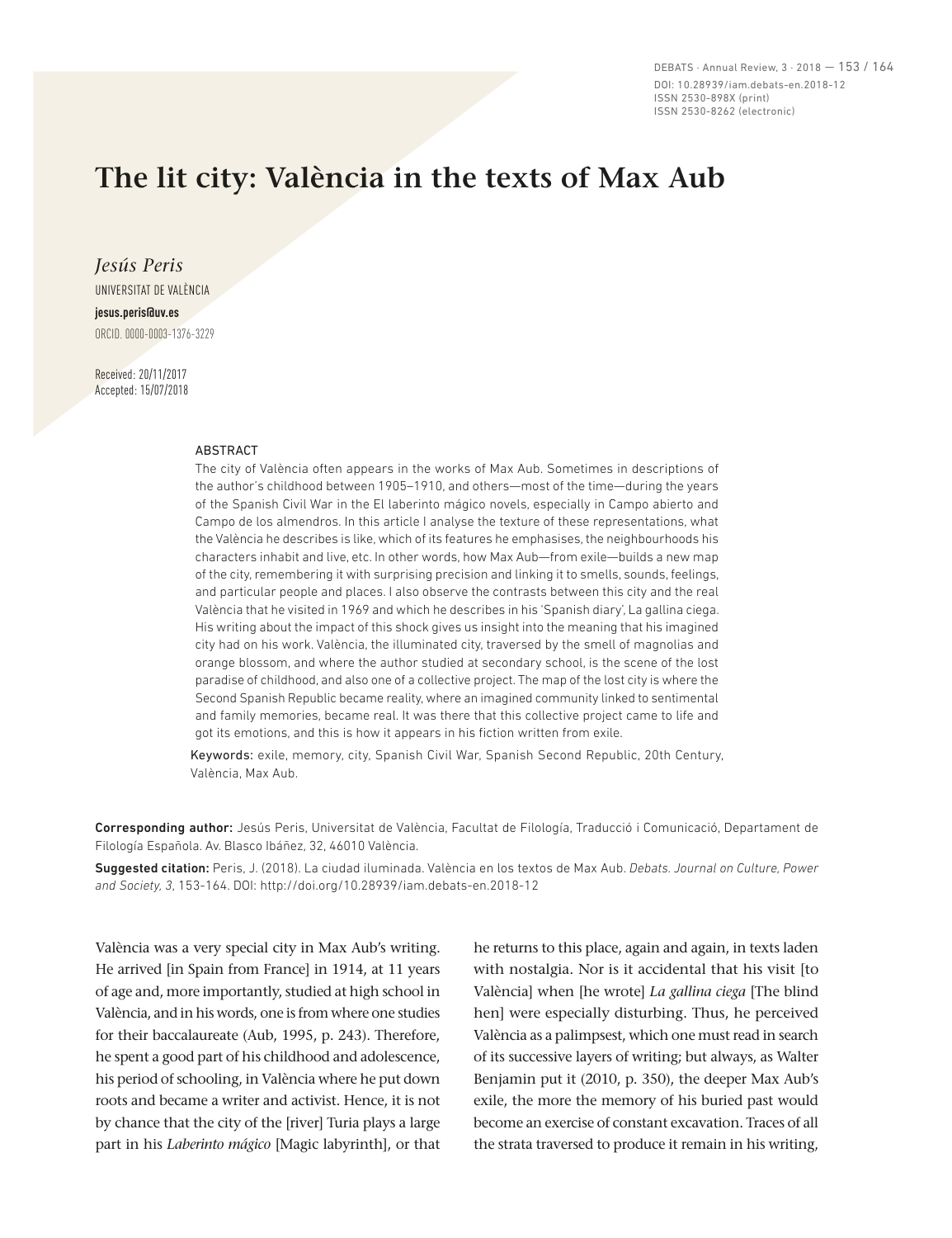# The lit city: València in the texts of Max Aub

*Jesús Peris*

UNIVERSITAT DE VALÈNCIA

**jesus.peris@uv.es**

ORCID. 0000-0003-1376-3229

Received: 20/11/2017
Accepted: 15/07/2018

## ABSTRACT

The city of València often appears in the works of Max Aub. Sometimes in descriptions of the author's childhood between 1905–1910, and others—most of the time—during the years of the Spanish Civil War in the El laberinto mágico novels, especially in Campo abierto and Campo de los almendros. In this article I analyse the texture of these representations, what the València he describes is like, which of its features he emphasises, the neighbourhoods his characters inhabit and live, etc. In other words, how Max Aub—from exile—builds a new map of the city, remembering it with surprising precision and linking it to smells, sounds, feelings, and particular people and places. I also observe the contrasts between this city and the real València that he visited in 1969 and which he describes in his 'Spanish diary', La gallina ciega. His writing about the impact of this shock gives us insight into the meaning that his imagined city had on his work. València, the illuminated city, traversed by the smell of magnolias and orange blossom, and where the author studied at secondary school, is the scene of the lost paradise of childhood, and also one of a collective project. The map of the lost city is where the Second Spanish Republic became reality, where an imagined community linked to sentimental and family memories, became real. It was there that this collective project came to life and got its emotions, and this is how it appears in his fiction written from exile.

Keywords: exile, memory, city, Spanish Civil War, Spanish Second Republic, 20th Century, València, Max Aub.

**Corresponding author:** Jesús Peris, Universitat de València, Facultat de Filología, Traducció i Comunicació, Departament de Filología Española. Av. Blasco Ibáñez, 32, 46010 València.

**Suggested citation:** Peris, J. (2018). La ciudad iluminada. València en los textos de Max Aub. *Debats. Journal on Culture, Power and Society, 3*, 153-164. DOI: http://doi.org/10.28939/iam.debats-en.2018-12

València was a very special city in Max Aub's writing. He arrived [in Spain from France] in 1914, at 11 years of age and, more importantly, studied at high school in València, and in his words, one is from where one studies for their baccalaureate (Aub, 1995, p. 243). Therefore, he spent a good part of his childhood and adolescence, his period of schooling, in València where he put down roots and became a writer and activist. Hence, it is not by chance that the city of the [river] Turia plays a large part in his *Laberinto mágico* [Magic labyrinth], or that he returns to this place, again and again, in texts laden with nostalgia. Nor is it accidental that his visit [to València] when [he wrote] *La gallina ciega* [The blind hen] were especially disturbing. Thus, he perceived València as a palimpsest, which one must read in search of its successive layers of writing; but always, as Walter Benjamin put it (2010, p. 350), the deeper Max Aub's exile, the more the memory of his buried past would become an exercise of constant excavation. Traces of all the strata traversed to produce it remain in his writing,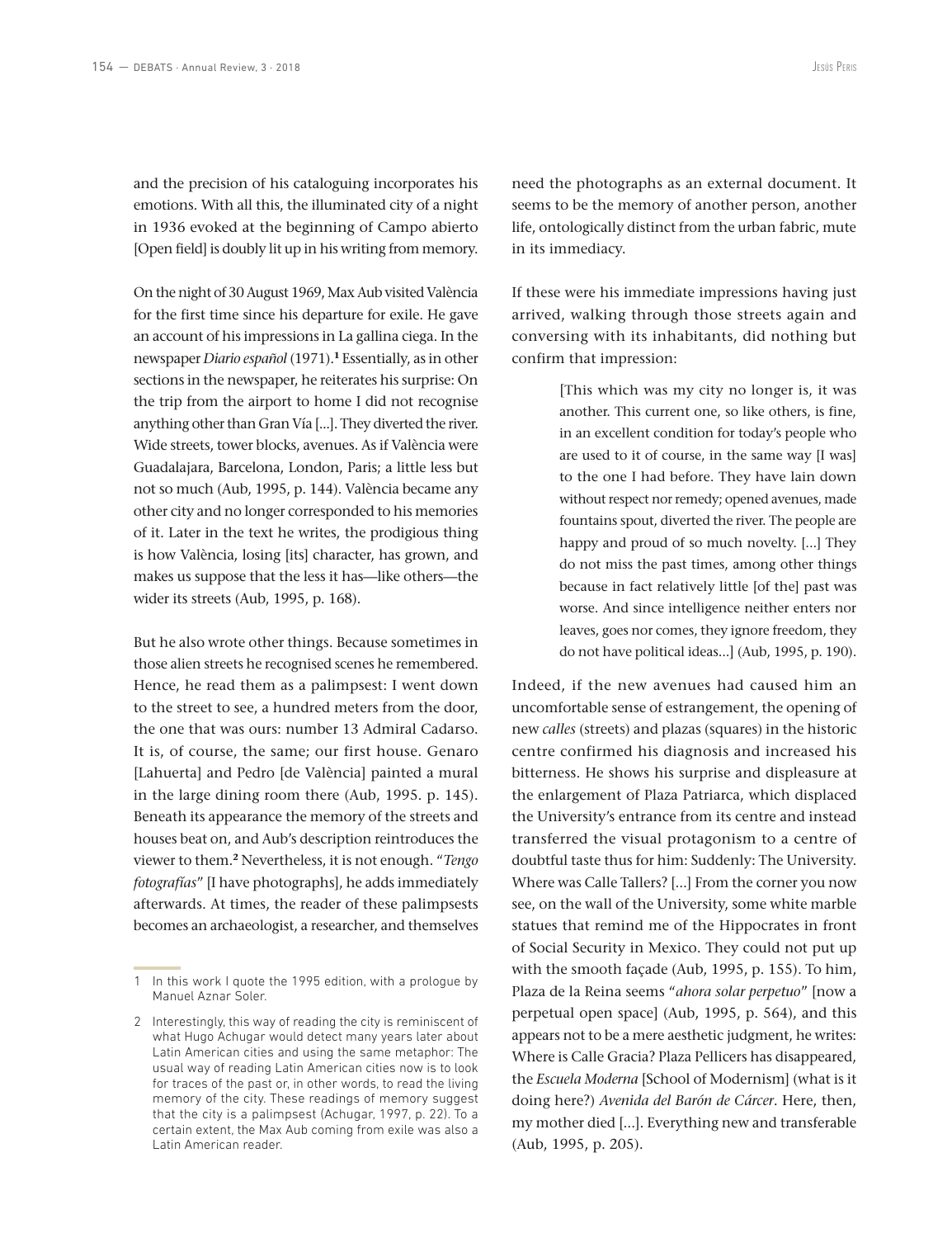and the precision of his cataloguing incorporates his emotions. With all this, the illuminated city of a night in 1936 evoked at the beginning of Campo abierto [Open field] is doubly lit up in his writing from memory.

On the night of 30 August 1969, Max Aub visited València for the first time since his departure for exile. He gave an account of his impressions in La gallina ciega. In the newspaper *Diario español* (1971).[1] Essentially, as in other sections in the newspaper, he reiterates his surprise: On the trip from the airport to home I did not recognise anything other than Gran Vía [...]. They diverted the river. Wide streets, tower blocks, avenues. As if València were Guadalajara, Barcelona, London, Paris; a little less but not so much (Aub, 1995, p. 144). València became any other city and no longer corresponded to his memories of it. Later in the text he writes, the prodigious thing is how València, losing [its] character, has grown, and makes us suppose that the less it has—like others—the wider its streets (Aub, 1995, p. 168).

But he also wrote other things. Because sometimes in those alien streets he recognised scenes he remembered. Hence, he read them as a palimpsest: I went down to the street to see, a hundred meters from the door, the one that was ours: number 13 Admiral Cadarso. It is, of course, the same; our first house. Genaro [Lahuerta] and Pedro [de València] painted a mural in the large dining room there (Aub, 1995. p. 145). Beneath its appearance the memory of the streets and houses beat on, and Aub's description reintroduces the viewer to them.[2] Nevertheless, it is not enough. "*Tengo fotografías*" [I have photographs], he adds immediately afterwards. At times, the reader of these palimpsests becomes an archaeologist, a researcher, and themselves need the photographs as an external document. It seems to be the memory of another person, another life, ontologically distinct from the urban fabric, mute in its immediacy.

If these were his immediate impressions having just arrived, walking through those streets again and conversing with its inhabitants, did nothing but confirm that impression:

> [This which was my city no longer is, it was another. This current one, so like others, is fine, in an excellent condition for today's people who are used to it of course, in the same way [I was] to the one I had before. They have lain down without respect nor remedy; opened avenues, made fountains spout, diverted the river. The people are happy and proud of so much novelty. [...] They do not miss the past times, among other things because in fact relatively little [of the] past was worse. And since intelligence neither enters nor leaves, goes nor comes, they ignore freedom, they do not have political ideas...] (Aub, 1995, p. 190).

Indeed, if the new avenues had caused him an uncomfortable sense of estrangement, the opening of new *calles* (streets) and plazas (squares) in the historic centre confirmed his diagnosis and increased his bitterness. He shows his surprise and displeasure at the enlargement of Plaza Patriarca, which displaced the University's entrance from its centre and instead transferred the visual protagonism to a centre of doubtful taste thus for him: Suddenly: The University. Where was Calle Tallers? [...] From the corner you now see, on the wall of the University, some white marble statues that remind me of the Hippocrates in front of Social Security in Mexico. They could not put up with the smooth façade (Aub, 1995, p. 155). To him, Plaza de la Reina seems "*ahora solar perpetuo*" [now a perpetual open space] (Aub, 1995, p. 564), and this appears not to be a mere aesthetic judgment, he writes: Where is Calle Gracia? Plaza Pellicers has disappeared, the *Escuela Moderna* [School of Modernism] (what is it doing here?) *Avenida del Barón de Cárcer*. Here, then, my mother died [...]. Everything new and transferable (Aub, 1995, p. 205).

---

1 In this work I quote the 1995 edition, with a prologue by Manuel Aznar Soler.

2 Interestingly, this way of reading the city is reminiscent of what Hugo Achugar would detect many years later about Latin American cities and using the same metaphor: The usual way of reading Latin American cities now is to look for traces of the past or, in other words, to read the living memory of the city. These readings of memory suggest that the city is a palimpsest (Achugar, 1997, p. 22). To a certain extent, the Max Aub coming from exile was also a Latin American reader.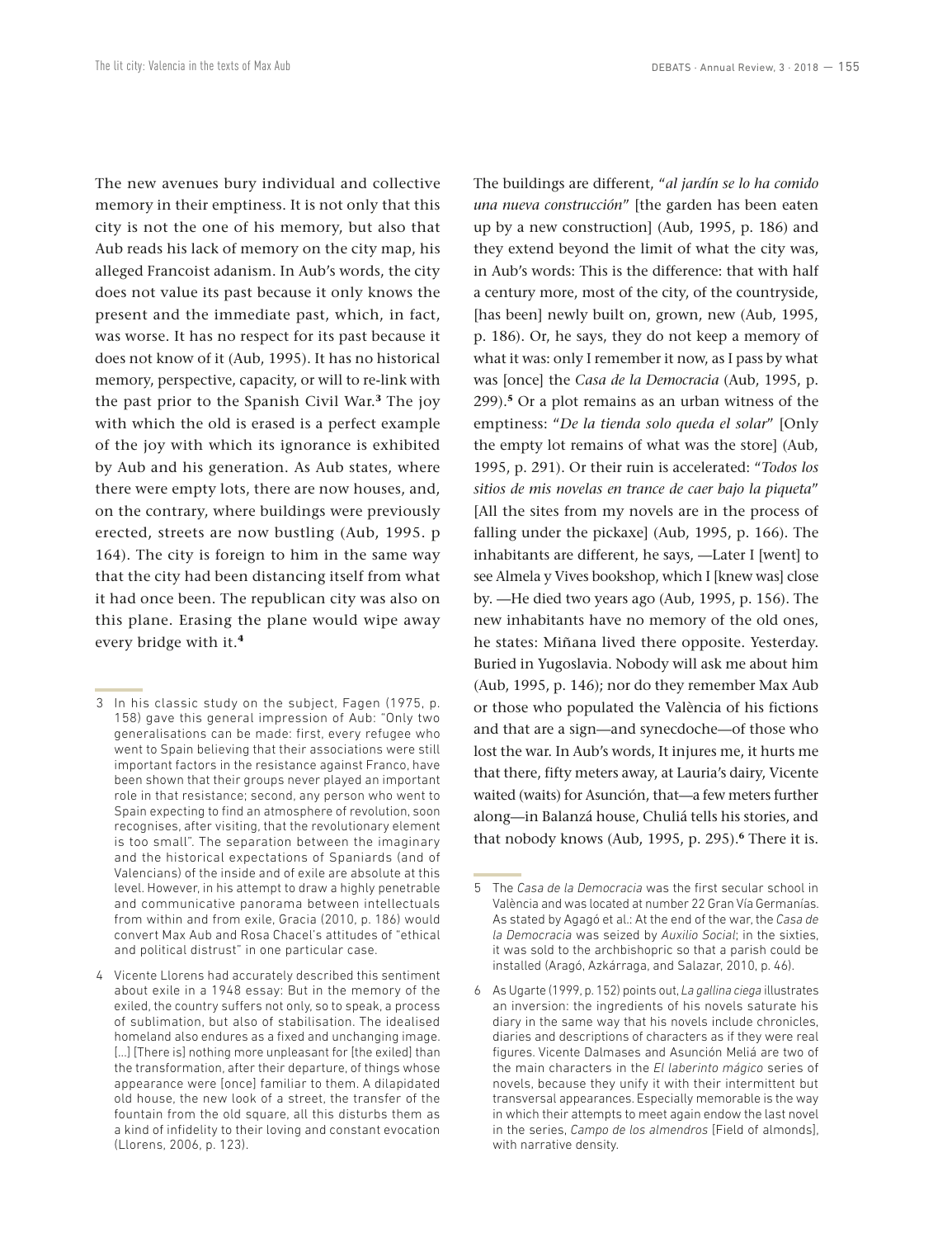The new avenues bury individual and collective memory in their emptiness. It is not only that this city is not the one of his memory, but also that Aub reads his lack of memory on the city map, his alleged Francoist adanism. In Aub's words, the city does not value its past because it only knows the present and the immediate past, which, in fact, was worse. It has no respect for its past because it does not know of it (Aub, 1995). It has no historical memory, perspective, capacity, or will to re-link with the past prior to the Spanish Civil War.[3] The joy with which the old is erased is a perfect example of the joy with which its ignorance is exhibited by Aub and his generation. As Aub states, where there were empty lots, there are now houses, and, on the contrary, where buildings were previously erected, streets are now bustling (Aub, 1995. p 164). The city is foreign to him in the same way that the city had been distancing itself from what it had once been. The republican city was also on this plane. Erasing the plane would wipe away every bridge with it.[4]

The buildings are different, "*al jardín se lo ha comido una nueva construcción*" [the garden has been eaten up by a new construction] (Aub, 1995, p. 186) and they extend beyond the limit of what the city was, in Aub's words: This is the difference: that with half a century more, most of the city, of the countryside, [has been] newly built on, grown, new (Aub, 1995, p. 186). Or, he says, they do not keep a memory of what it was: only I remember it now, as I pass by what was [once] the *Casa de la Democracia* (Aub, 1995, p. 299).[5] Or a plot remains as an urban witness of the emptiness: "*De la tienda solo queda el solar*" [Only the empty lot remains of what was the store] (Aub, 1995, p. 291). Or their ruin is accelerated: "*Todos los sitios de mis novelas en trance de caer bajo la piqueta*" [All the sites from my novels are in the process of falling under the pickaxe] (Aub, 1995, p. 166). The inhabitants are different, he says, —Later I [went] to see Almela y Vives bookshop, which I [knew was] close by. —He died two years ago (Aub, 1995, p. 156). The new inhabitants have no memory of the old ones, he states: Miñana lived there opposite. Yesterday. Buried in Yugoslavia. Nobody will ask me about him (Aub, 1995, p. 146); nor do they remember Max Aub or those who populated the València of his fictions and that are a sign—and synecdoche—of those who lost the war. In Aub's words, It injures me, it hurts me that there, fifty meters away, at Lauria's dairy, Vicente waited (waits) for Asunción, that—a few meters further along—in Balanzá house, Chuliá tells his stories, and that nobody knows (Aub, 1995, p. 295).[6] There it is.

---

3 In his classic study on the subject, Fagen (1975, p. 158) gave this general impression of Aub: "Only two generalisations can be made: first, every refugee who went to Spain believing that their associations were still important factors in the resistance against Franco, have been shown that their groups never played an important role in that resistance; second, any person who went to Spain expecting to find an atmosphere of revolution, soon recognises, after visiting, that the revolutionary element is too small". The separation between the imaginary and the historical expectations of Spaniards (and of Valencians) of the inside and of exile are absolute at this level. However, in his attempt to draw a highly penetrable and communicative panorama between intellectuals from within and from exile, Gracia (2010, p. 186) would convert Max Aub and Rosa Chacel's attitudes of "ethical and political distrust" in one particular case.

4 Vicente Llorens had accurately described this sentiment about exile in a 1948 essay: But in the memory of the exiled, the country suffers not only, so to speak, a process of sublimation, but also of stabilisation. The idealised homeland also endures as a fixed and unchanging image. [...] [There is] nothing more unpleasant for [the exiled] than the transformation, after their departure, of things whose appearance were [once] familiar to them. A dilapidated old house, the new look of a street, the transfer of the fountain from the old square, all this disturbs them as a kind of infidelity to their loving and constant evocation (Llorens, 2006, p. 123).

5 The *Casa de la Democracia* was the first secular school in València and was located at number 22 Gran Vía Germanías. As stated by Agagó et al.: At the end of the war, the *Casa de la Democracia* was seized by *Auxilio Social*; in the sixties, it was sold to the archbishopric so that a parish could be installed (Aragó, Azkárraga, and Salazar, 2010, p. 46).

6 As Ugarte (1999, p. 152) points out, *La gallina ciega* illustrates an inversion: the ingredients of his novels saturate his diary in the same way that his novels include chronicles, diaries and descriptions of characters as if they were real figures. Vicente Dalmases and Asunción Meliá are two of the main characters in the *El laberinto mágico* series of novels, because they unify it with their intermittent but transversal appearances. Especially memorable is the way in which their attempts to meet again endow the last novel in the series, *Campo de los almendros* [Field of almonds], with narrative density.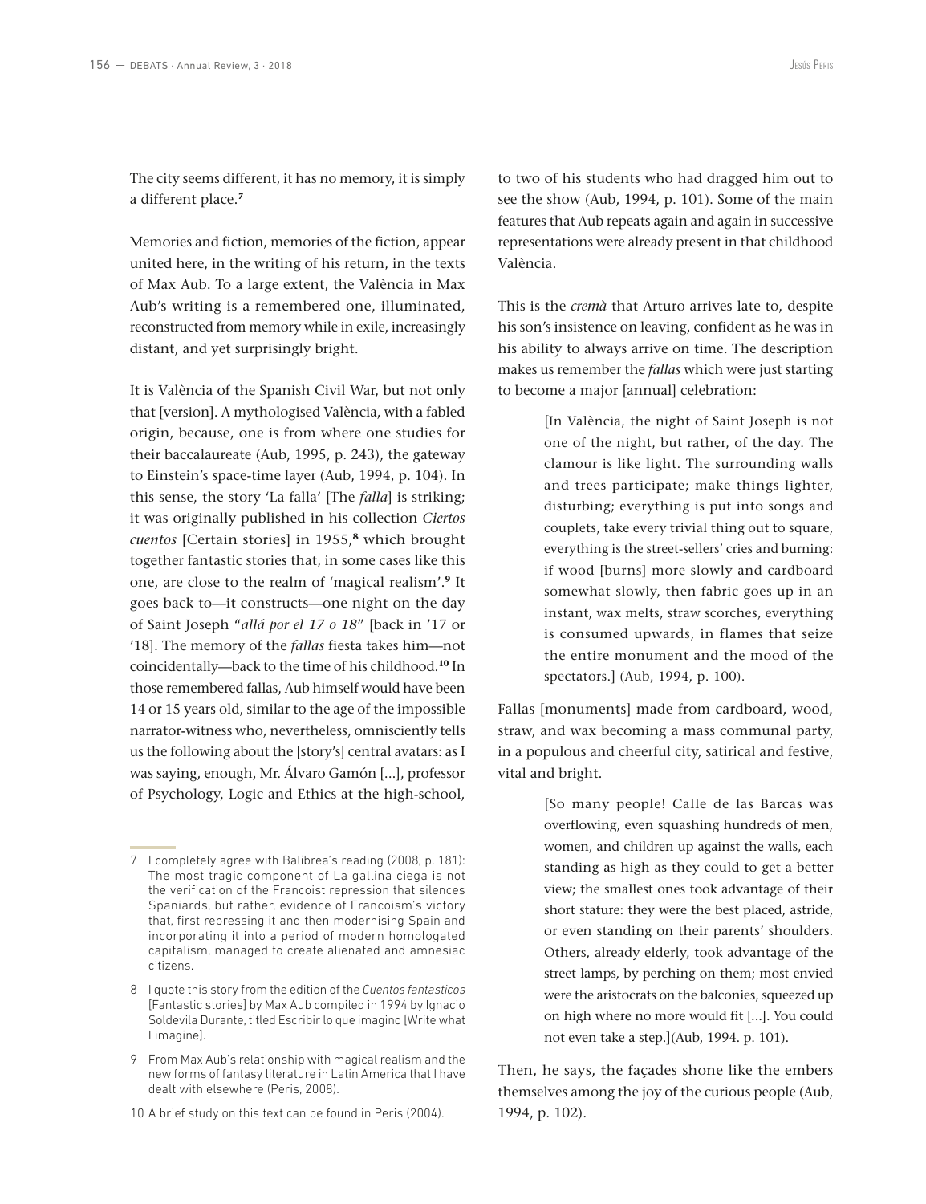The city seems different, it has no memory, it is simply a different place.[7]

Memories and fiction, memories of the fiction, appear united here, in the writing of his return, in the texts of Max Aub. To a large extent, the València in Max Aub's writing is a remembered one, illuminated, reconstructed from memory while in exile, increasingly distant, and yet surprisingly bright.

It is València of the Spanish Civil War, but not only that [version]. A mythologised València, with a fabled origin, because, one is from where one studies for their baccalaureate (Aub, 1995, p. 243), the gateway to Einstein's space-time layer (Aub, 1994, p. 104). In this sense, the story 'La falla' [The *falla*] is striking; it was originally published in his collection *Ciertos cuentos* [Certain stories] in 1955,[8] which brought together fantastic stories that, in some cases like this one, are close to the realm of 'magical realism'.[9] It goes back to—it constructs—one night on the day of Saint Joseph "*allá por el 17 o 18*" [back in '17 or '18]. The memory of the *fallas* fiesta takes him—not coincidentally—back to the time of his childhood.[10] In those remembered fallas, Aub himself would have been 14 or 15 years old, similar to the age of the impossible narrator-witness who, nevertheless, omnisciently tells us the following about the [story's] central avatars: as I was saying, enough, Mr. Álvaro Gamón [...], professor of Psychology, Logic and Ethics at the high-school, to two of his students who had dragged him out to see the show (Aub, 1994, p. 101). Some of the main features that Aub repeats again and again in successive representations were already present in that childhood València.

This is the *cremà* that Arturo arrives late to, despite his son's insistence on leaving, confident as he was in his ability to always arrive on time. The description makes us remember the *fallas* which were just starting to become a major [annual] celebration:

> [In València, the night of Saint Joseph is not one of the night, but rather, of the day. The clamour is like light. The surrounding walls and trees participate; make things lighter, disturbing; everything is put into songs and couplets, take every trivial thing out to square, everything is the street-sellers' cries and burning: if wood [burns] more slowly and cardboard somewhat slowly, then fabric goes up in an instant, wax melts, straw scorches, everything is consumed upwards, in flames that seize the entire monument and the mood of the spectators.] (Aub, 1994, p. 100).

Fallas [monuments] made from cardboard, wood, straw, and wax becoming a mass communal party, in a populous and cheerful city, satirical and festive, vital and bright.

> [So many people! Calle de las Barcas was overflowing, even squashing hundreds of men, women, and children up against the walls, each standing as high as they could to get a better view; the smallest ones took advantage of their short stature: they were the best placed, astride, or even standing on their parents' shoulders. Others, already elderly, took advantage of the street lamps, by perching on them; most envied were the aristocrats on the balconies, squeezed up on high where no more would fit [...]. You could not even take a step.](Aub, 1994. p. 101).

Then, he says, the façades shone like the embers themselves among the joy of the curious people (Aub, 1994, p. 102).

---

7 I completely agree with Balibrea's reading (2008, p. 181): The most tragic component of La gallina ciega is not the verification of the Francoist repression that silences Spaniards, but rather, evidence of Francoism's victory that, first repressing it and then modernising Spain and incorporating it into a period of modern homologated capitalism, managed to create alienated and amnesiac citizens.

8 I quote this story from the edition of the *Cuentos fantasticos* [Fantastic stories] by Max Aub compiled in 1994 by Ignacio Soldevila Durante, titled Escribir lo que imagino [Write what I imagine].

9 From Max Aub's relationship with magical realism and the new forms of fantasy literature in Latin America that I have dealt with elsewhere (Peris, 2008).

10 A brief study on this text can be found in Peris (2004).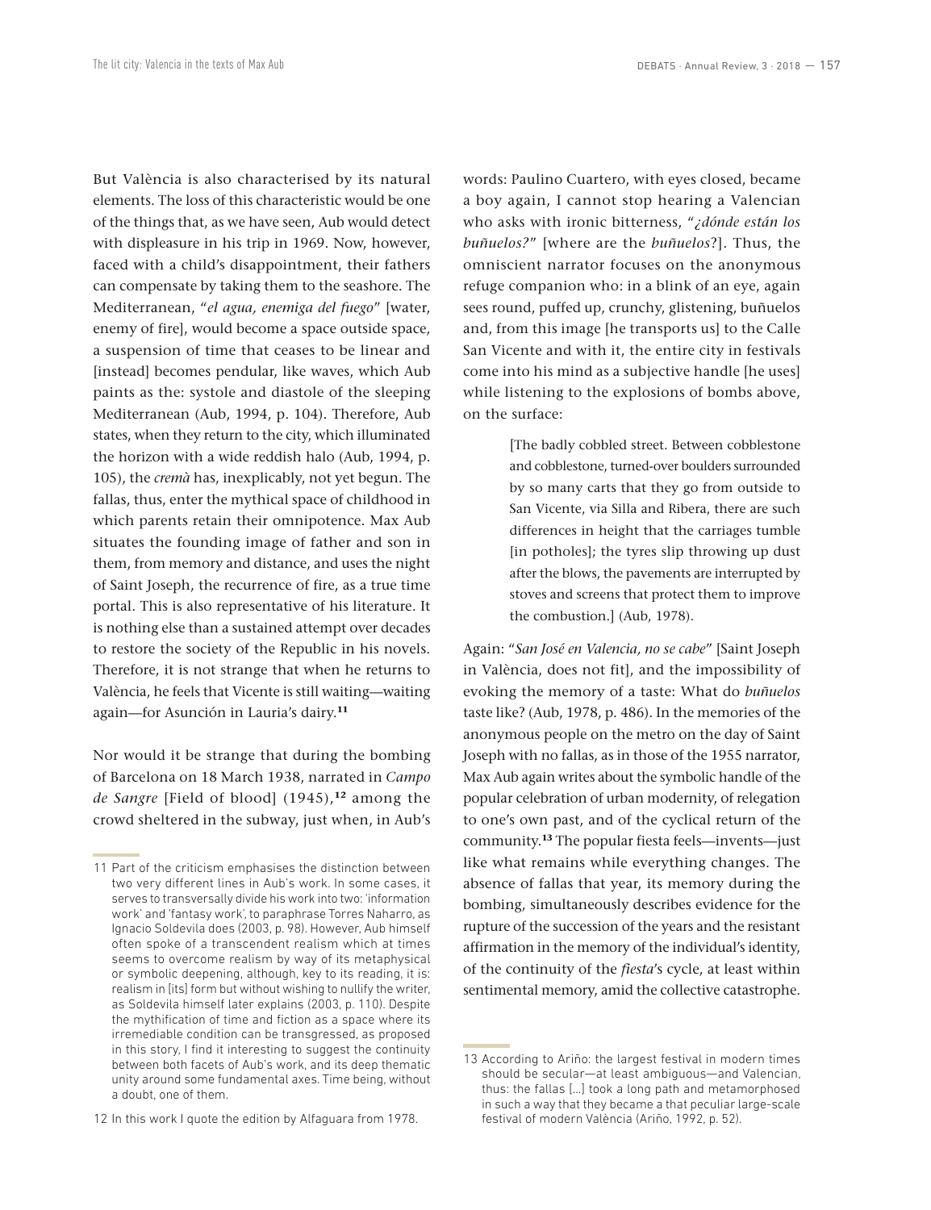But València is also characterised by its natural elements. The loss of this characteristic would be one of the things that, as we have seen, Aub would detect with displeasure in his trip in 1969. Now, however, faced with a child's disappointment, their fathers can compensate by taking them to the seashore. The Mediterranean, "*el agua, enemiga del fuego*" [water, enemy of fire], would become a space outside space, a suspension of time that ceases to be linear and [instead] becomes pendular, like waves, which Aub paints as the: systole and diastole of the sleeping Mediterranean (Aub, 1994, p. 104). Therefore, Aub states, when they return to the city, which illuminated the horizon with a wide reddish halo (Aub, 1994, p. 105), the *cremà* has, inexplicably, not yet begun. The fallas, thus, enter the mythical space of childhood in which parents retain their omnipotence. Max Aub situates the founding image of father and son in them, from memory and distance, and uses the night of Saint Joseph, the recurrence of fire, as a true time portal. This is also representative of his literature. It is nothing else than a sustained attempt over decades to restore the society of the Republic in his novels. Therefore, it is not strange that when he returns to València, he feels that Vicente is still waiting—waiting again—for Asunción in Lauria's dairy.[11]

Nor would it be strange that during the bombing of Barcelona on 18 March 1938, narrated in *Campo de Sangre* [Field of blood] (1945),[12] among the crowd sheltered in the subway, just when, in Aub's words: Paulino Cuartero, with eyes closed, became a boy again, I cannot stop hearing a Valencian who asks with ironic bitterness, "*¿dónde están los buñuelos?*" [where are the *buñuelos*?]. Thus, the omniscient narrator focuses on the anonymous refuge companion who: in a blink of an eye, again sees round, puffed up, crunchy, glistening, buñuelos and, from this image [he transports us] to the Calle San Vicente and with it, the entire city in festivals come into his mind as a subjective handle [he uses] while listening to the explosions of bombs above, on the surface:

> [The badly cobbled street. Between cobblestone and cobblestone, turned-over boulders surrounded by so many carts that they go from outside to San Vicente, via Silla and Ribera, there are such differences in height that the carriages tumble [in potholes]; the tyres slip throwing up dust after the blows, the pavements are interrupted by stoves and screens that protect them to improve the combustion.] (Aub, 1978).

Again: "*San José en Valencia, no se cabe*" [Saint Joseph in València, does not fit], and the impossibility of evoking the memory of a taste: What do *buñuelos* taste like? (Aub, 1978, p. 486). In the memories of the anonymous people on the metro on the day of Saint Joseph with no fallas, as in those of the 1955 narrator, Max Aub again writes about the symbolic handle of the popular celebration of urban modernity, of relegation to one's own past, and of the cyclical return of the community.[13] The popular fiesta feels—invents—just like what remains while everything changes. The absence of fallas that year, its memory during the bombing, simultaneously describes evidence for the rupture of the succession of the years and the resistant affirmation in the memory of the individual's identity, of the continuity of the *fiesta*'s cycle, at least within sentimental memory, amid the collective catastrophe.

---

11 Part of the criticism emphasises the distinction between two very different lines in Aub's work. In some cases, it serves to transversally divide his work into two: 'information work' and 'fantasy work', to paraphrase Torres Naharro, as Ignacio Soldevila does (2003, p. 98). However, Aub himself often spoke of a transcendent realism which at times seems to overcome realism by way of its metaphysical or symbolic deepening, although, key to its reading, it is: realism in [its] form but without wishing to nullify the writer, as Soldevila himself later explains (2003, p. 110). Despite the mythification of time and fiction as a space where its irremediable condition can be transgressed, as proposed in this story, I find it interesting to suggest the continuity between both facets of Aub's work, and its deep thematic unity around some fundamental axes. Time being, without a doubt, one of them.

12 In this work I quote the edition by Alfaguara from 1978.

13 According to Ariño: the largest festival in modern times should be secular—at least ambiguous—and Valencian, thus: the fallas [...] took a long path and metamorphosed in such a way that they became a that peculiar large-scale festival of modern València (Ariño, 1992, p. 52).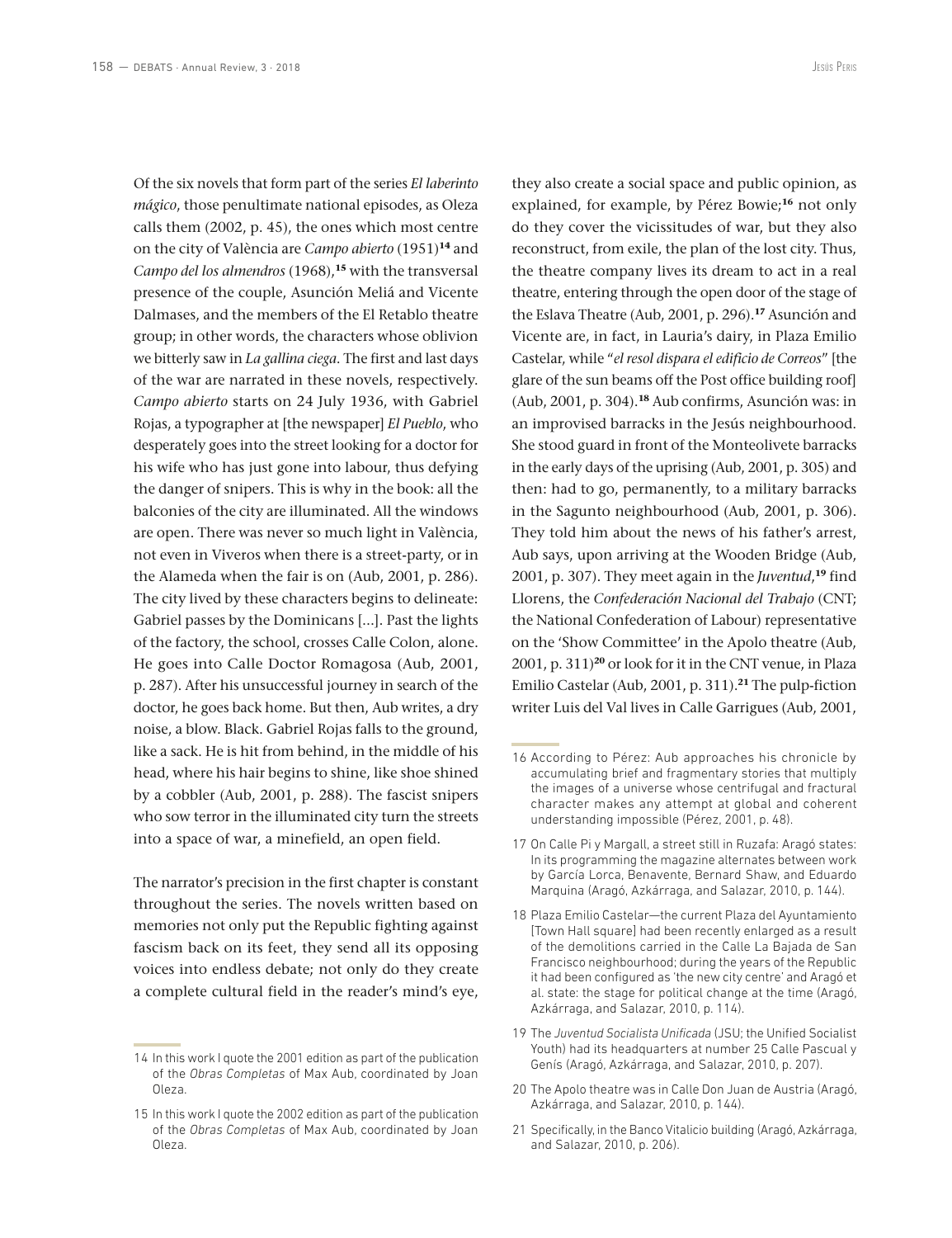Of the six novels that form part of the series *El laberinto mágico*, those penultimate national episodes, as Oleza calls them (2002, p. 45), the ones which most centre on the city of València are *Campo abierto* (1951)**[14]** and *Campo del los almendros* (1968),**[15]** with the transversal presence of the couple, Asunción Meliá and Vicente Dalmases, and the members of the El Retablo theatre group; in other words, the characters whose oblivion we bitterly saw in *La gallina ciega*. The first and last days of the war are narrated in these novels, respectively. *Campo abierto* starts on 24 July 1936, with Gabriel Rojas, a typographer at [the newspaper] *El Pueblo*, who desperately goes into the street looking for a doctor for his wife who has just gone into labour, thus defying the danger of snipers. This is why in the book: all the balconies of the city are illuminated. All the windows are open. There was never so much light in València, not even in Viveros when there is a street-party, or in the Alameda when the fair is on (Aub, 2001, p. 286). The city lived by these characters begins to delineate: Gabriel passes by the Dominicans [...]. Past the lights of the factory, the school, crosses Calle Colon, alone. He goes into Calle Doctor Romagosa (Aub, 2001, p. 287). After his unsuccessful journey in search of the doctor, he goes back home. But then, Aub writes, a dry noise, a blow. Black. Gabriel Rojas falls to the ground, like a sack. He is hit from behind, in the middle of his head, where his hair begins to shine, like shoe shined by a cobbler (Aub, 2001, p. 288). The fascist snipers who sow terror in the illuminated city turn the streets into a space of war, a minefield, an open field.

The narrator's precision in the first chapter is constant throughout the series. The novels written based on memories not only put the Republic fighting against fascism back on its feet, they send all its opposing voices into endless debate; not only do they create a complete cultural field in the reader's mind's eye, they also create a social space and public opinion, as explained, for example, by Pérez Bowie;**[16]** not only do they cover the vicissitudes of war, but they also reconstruct, from exile, the plan of the lost city. Thus, the theatre company lives its dream to act in a real theatre, entering through the open door of the stage of the Eslava Theatre (Aub, 2001, p. 296).**[17]** Asunción and Vicente are, in fact, in Lauria's dairy, in Plaza Emilio Castelar, while "*el resol dispara el edificio de Correos*" [the glare of the sun beams off the Post office building roof] (Aub, 2001, p. 304).**[18]** Aub confirms, Asunción was: in an improvised barracks in the Jesús neighbourhood. She stood guard in front of the Monteolivete barracks in the early days of the uprising (Aub, 2001, p. 305) and then: had to go, permanently, to a military barracks in the Sagunto neighbourhood (Aub, 2001, p. 306). They told him about the news of his father's arrest, Aub says, upon arriving at the Wooden Bridge (Aub, 2001, p. 307). They meet again in the *Juventud*,**[19]** find Llorens, the *Confederación Nacional del Trabajo* (CNT; the National Confederation of Labour) representative on the 'Show Committee' in the Apolo theatre (Aub, 2001, p. 311)**[20]** or look for it in the CNT venue, in Plaza Emilio Castelar (Aub, 2001, p. 311).**[21]** The pulp-fiction writer Luis del Val lives in Calle Garrigues (Aub, 2001,

---

14 In this work I quote the 2001 edition as part of the publication of the *Obras Completas* of Max Aub, coordinated by Joan Oleza.

15 In this work I quote the 2002 edition as part of the publication of the *Obras Completas* of Max Aub, coordinated by Joan Oleza.

16 According to Pérez: Aub approaches his chronicle by accumulating brief and fragmentary stories that multiply the images of a universe whose centrifugal and fractural character makes any attempt at global and coherent understanding impossible (Pérez, 2001, p. 48).

17 On Calle Pi y Margall, a street still in Ruzafa: Aragó states: In its programming the magazine alternates between work by García Lorca, Benavente, Bernard Shaw, and Eduardo Marquina (Aragó, Azkárraga, and Salazar, 2010, p. 144).

18 Plaza Emilio Castelar—the current Plaza del Ayuntamiento [Town Hall square] had been recently enlarged as a result of the demolitions carried in the Calle La Bajada de San Francisco neighbourhood; during the years of the Republic it had been configured as 'the new city centre' and Aragó et al. state: the stage for political change at the time (Aragó, Azkárraga, and Salazar, 2010, p. 114).

19 The *Juventud Socialista Unificada* (JSU; the Unified Socialist Youth) had its headquarters at number 25 Calle Pascual y Genís (Aragó, Azkárraga, and Salazar, 2010, p. 207).

20 The Apolo theatre was in Calle Don Juan de Austria (Aragó, Azkárraga, and Salazar, 2010, p. 144).

21 Specifically, in the Banco Vitalicio building (Aragó, Azkárraga, and Salazar, 2010, p. 206).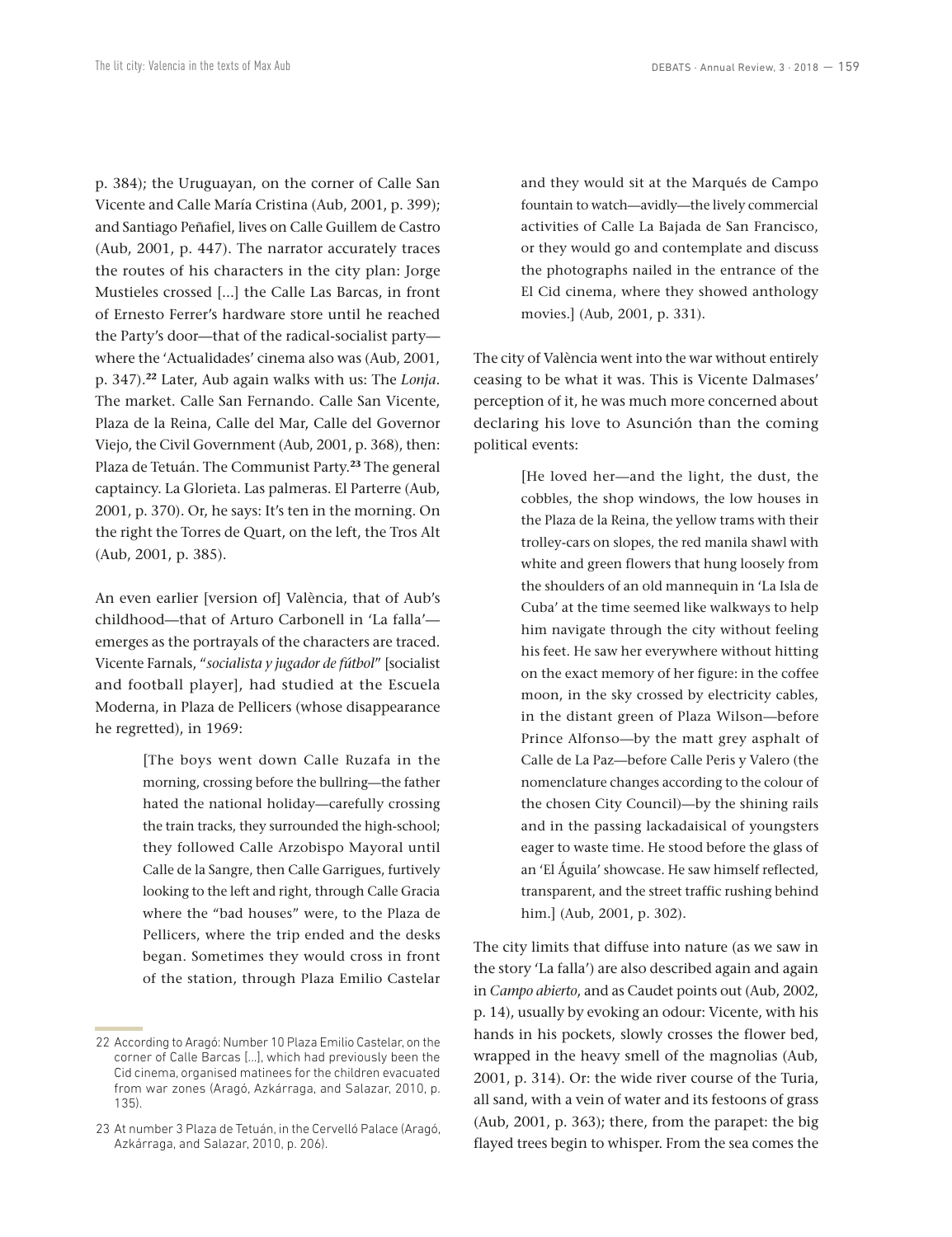p. 384); the Uruguayan, on the corner of Calle San Vicente and Calle María Cristina (Aub, 2001, p. 399); and Santiago Peñafiel, lives on Calle Guillem de Castro (Aub, 2001, p. 447). The narrator accurately traces the routes of his characters in the city plan: Jorge Mustieles crossed [...] the Calle Las Barcas, in front of Ernesto Ferrer's hardware store until he reached the Party's door—that of the radical-socialist party—where the 'Actualidades' cinema also was (Aub, 2001, p. 347).[22] Later, Aub again walks with us: The *Lonja*. The market. Calle San Fernando. Calle San Vicente, Plaza de la Reina, Calle del Mar, Calle del Governor Viejo, the Civil Government (Aub, 2001, p. 368), then: Plaza de Tetuán. The Communist Party.[23] The general captaincy. La Glorieta. Las palmeras. El Parterre (Aub, 2001, p. 370). Or, he says: It's ten in the morning. On the right the Torres de Quart, on the left, the Tros Alt (Aub, 2001, p. 385).

An even earlier [version of] València, that of Aub's childhood—that of Arturo Carbonell in 'La falla'—emerges as the portrayals of the characters are traced. Vicente Farnals, "*socialista y jugador de fútbol*" [socialist and football player], had studied at the Escuela Moderna, in Plaza de Pellicers (whose disappearance he regretted), in 1969:

> [The boys went down Calle Ruzafa in the morning, crossing before the bullring—the father hated the national holiday—carefully crossing the train tracks, they surrounded the high-school; they followed Calle Arzobispo Mayoral until Calle de la Sangre, then Calle Garrigues, furtively looking to the left and right, through Calle Gracia where the "bad houses" were, to the Plaza de Pellicers, where the trip ended and the desks began. Sometimes they would cross in front of the station, through Plaza Emilio Castelar and they would sit at the Marqués de Campo fountain to watch—avidly—the lively commercial activities of Calle La Bajada de San Francisco, or they would go and contemplate and discuss the photographs nailed in the entrance of the El Cid cinema, where they showed anthology movies.] (Aub, 2001, p. 331).

The city of València went into the war without entirely ceasing to be what it was. This is Vicente Dalmases' perception of it, he was much more concerned about declaring his love to Asunción than the coming political events:

> [He loved her—and the light, the dust, the cobbles, the shop windows, the low houses in the Plaza de la Reina, the yellow trams with their trolley-cars on slopes, the red manila shawl with white and green flowers that hung loosely from the shoulders of an old mannequin in 'La Isla de Cuba' at the time seemed like walkways to help him navigate through the city without feeling his feet. He saw her everywhere without hitting on the exact memory of her figure: in the coffee moon, in the sky crossed by electricity cables, in the distant green of Plaza Wilson—before Prince Alfonso—by the matt grey asphalt of Calle de La Paz—before Calle Peris y Valero (the nomenclature changes according to the colour of the chosen City Council)—by the shining rails and in the passing lackadaisical of youngsters eager to waste time. He stood before the glass of an 'El Águila' showcase. He saw himself reflected, transparent, and the street traffic rushing behind him.] (Aub, 2001, p. 302).

The city limits that diffuse into nature (as we saw in the story 'La falla') are also described again and again in *Campo abierto*, and as Caudet points out (Aub, 2002, p. 14), usually by evoking an odour: Vicente, with his hands in his pockets, slowly crosses the flower bed, wrapped in the heavy smell of the magnolias (Aub, 2001, p. 314). Or: the wide river course of the Turia, all sand, with a vein of water and its festoons of grass (Aub, 2001, p. 363); there, from the parapet: the big flayed trees begin to whisper. From the sea comes the

---

22 According to Aragó: Number 10 Plaza Emilio Castelar, on the corner of Calle Barcas [...], which had previously been the Cid cinema, organised matinees for the children evacuated from war zones (Aragó, Azkárraga, and Salazar, 2010, p. 135).

23 At number 3 Plaza de Tetuán, in the Cervelló Palace (Aragó, Azkárraga, and Salazar, 2010, p. 206).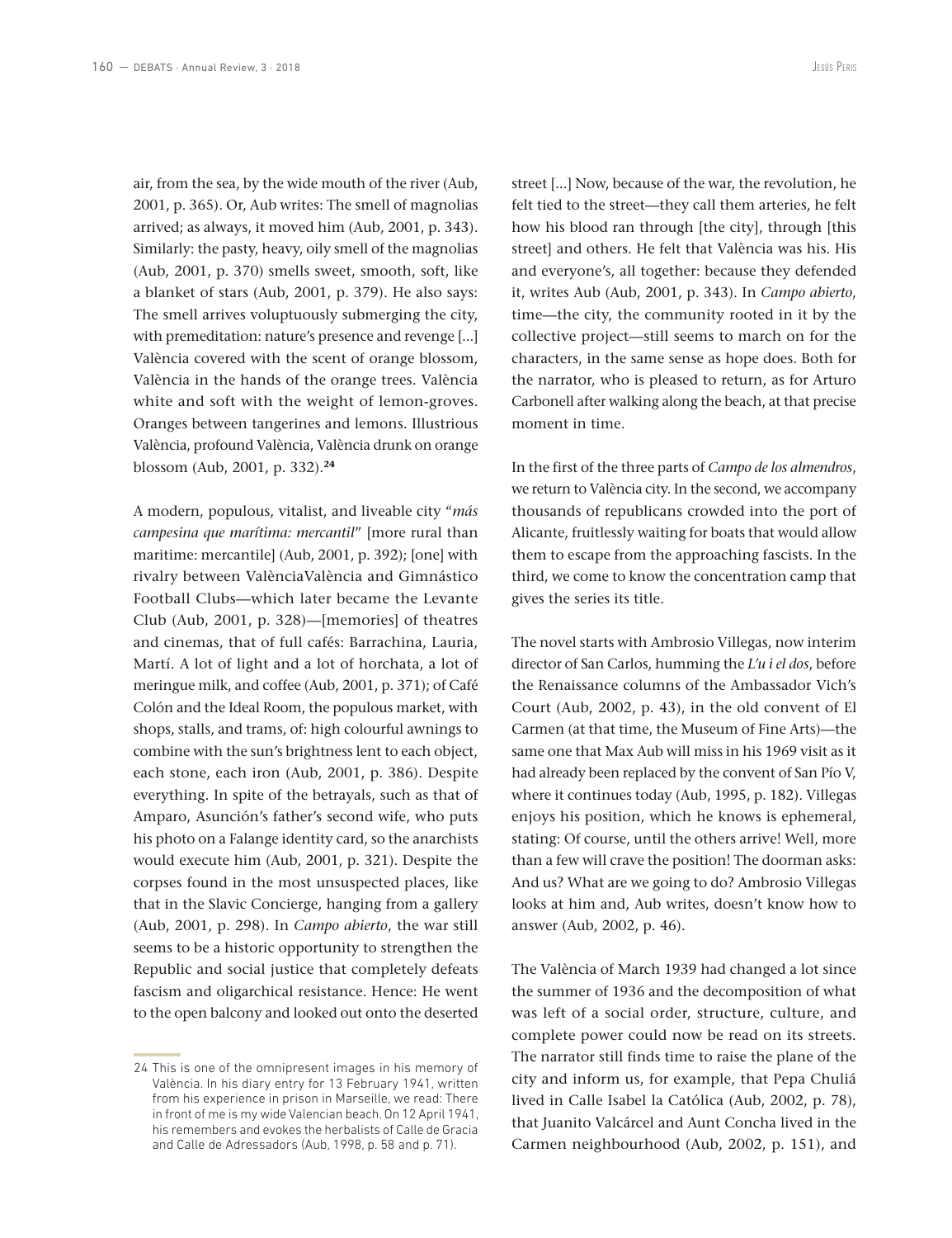air, from the sea, by the wide mouth of the river (Aub, 2001, p. 365). Or, Aub writes: The smell of magnolias arrived; as always, it moved him (Aub, 2001, p. 343). Similarly: the pasty, heavy, oily smell of the magnolias (Aub, 2001, p. 370) smells sweet, smooth, soft, like a blanket of stars (Aub, 2001, p. 379). He also says: The smell arrives voluptuously submerging the city, with premeditation: nature's presence and revenge [...] València covered with the scent of orange blossom, València in the hands of the orange trees. València white and soft with the weight of lemon-groves. Oranges between tangerines and lemons. Illustrious València, profound València, València drunk on orange blossom (Aub, 2001, p. 332).[24]

A modern, populous, vitalist, and liveable city "*más campesina que marítima: mercantil*" [more rural than maritime: mercantile] (Aub, 2001, p. 392); [one] with rivalry between ValènciaValència and Gimnástico Football Clubs—which later became the Levante Club (Aub, 2001, p. 328)—[memories] of theatres and cinemas, that of full cafés: Barrachina, Lauria, Martí. A lot of light and a lot of horchata, a lot of meringue milk, and coffee (Aub, 2001, p. 371); of Café Colón and the Ideal Room, the populous market, with shops, stalls, and trams, of: high colourful awnings to combine with the sun's brightness lent to each object, each stone, each iron (Aub, 2001, p. 386). Despite everything. In spite of the betrayals, such as that of Amparo, Asunción's father's second wife, who puts his photo on a Falange identity card, so the anarchists would execute him (Aub, 2001, p. 321). Despite the corpses found in the most unsuspected places, like that in the Slavic Concierge, hanging from a gallery (Aub, 2001, p. 298). In *Campo abierto*, the war still seems to be a historic opportunity to strengthen the Republic and social justice that completely defeats fascism and oligarchical resistance. Hence: He went to the open balcony and looked out onto the deserted street [...] Now, because of the war, the revolution, he felt tied to the street—they call them arteries, he felt how his blood ran through [the city], through [this street] and others. He felt that València was his. His and everyone's, all together: because they defended it, writes Aub (Aub, 2001, p. 343). In *Campo abierto*, time—the city, the community rooted in it by the collective project—still seems to march on for the characters, in the same sense as hope does. Both for the narrator, who is pleased to return, as for Arturo Carbonell after walking along the beach, at that precise moment in time.

In the first of the three parts of *Campo de los almendros*, we return to València city. In the second, we accompany thousands of republicans crowded into the port of Alicante, fruitlessly waiting for boats that would allow them to escape from the approaching fascists. In the third, we come to know the concentration camp that gives the series its title.

The novel starts with Ambrosio Villegas, now interim director of San Carlos, humming the *L'u i el dos*, before the Renaissance columns of the Ambassador Vich's Court (Aub, 2002, p. 43), in the old convent of El Carmen (at that time, the Museum of Fine Arts)—the same one that Max Aub will miss in his 1969 visit as it had already been replaced by the convent of San Pío V, where it continues today (Aub, 1995, p. 182). Villegas enjoys his position, which he knows is ephemeral, stating: Of course, until the others arrive! Well, more than a few will crave the position! The doorman asks: And us? What are we going to do? Ambrosio Villegas looks at him and, Aub writes, doesn't know how to answer (Aub, 2002, p. 46).

The València of March 1939 had changed a lot since the summer of 1936 and the decomposition of what was left of a social order, structure, culture, and complete power could now be read on its streets. The narrator still finds time to raise the plane of the city and inform us, for example, that Pepa Chuliá lived in Calle Isabel la Católica (Aub, 2002, p. 78), that Juanito Valcárcel and Aunt Concha lived in the Carmen neighbourhood (Aub, 2002, p. 151), and

---

24 This is one of the omnipresent images in his memory of València. In his diary entry for 13 February 1941, written from his experience in prison in Marseille, we read: There in front of me is my wide Valencian beach. On 12 April 1941, his remembers and evokes the herbalists of Calle de Gracia and Calle de Adressadors (Aub, 1998, p. 58 and p. 71).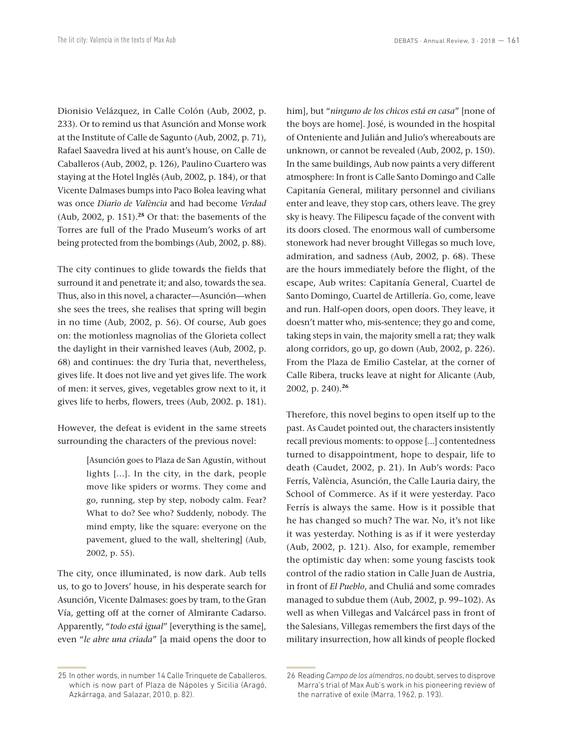Dionisio Velázquez, in Calle Colón (Aub, 2002, p. 233). Or to remind us that Asunción and Monse work at the Institute of Calle de Sagunto (Aub, 2002, p. 71), Rafael Saavedra lived at his aunt's house, on Calle de Caballeros (Aub, 2002, p. 126), Paulino Cuartero was staying at the Hotel Inglés (Aub, 2002, p. 184), or that Vicente Dalmases bumps into Paco Bolea leaving what was once *Diario de València* and had become *Verdad* (Aub, 2002, p. 151).[25] Or that: the basements of the Torres are full of the Prado Museum's works of art being protected from the bombings (Aub, 2002, p. 88).

The city continues to glide towards the fields that surround it and penetrate it; and also, towards the sea. Thus, also in this novel, a character—Asunción—when she sees the trees, she realises that spring will begin in no time (Aub, 2002, p. 56). Of course, Aub goes on: the motionless magnolias of the Glorieta collect the daylight in their varnished leaves (Aub, 2002, p. 68) and continues: the dry Turia that, nevertheless, gives life. It does not live and yet gives life. The work of men: it serves, gives, vegetables grow next to it, it gives life to herbs, flowers, trees (Aub, 2002. p. 181).

However, the defeat is evident in the same streets surrounding the characters of the previous novel:

> [Asunción goes to Plaza de San Agustín, without lights [...]. In the city, in the dark, people move like spiders or worms. They come and go, running, step by step, nobody calm. Fear? What to do? See who? Suddenly, nobody. The mind empty, like the square: everyone on the pavement, glued to the wall, sheltering] (Aub, 2002, p. 55).

The city, once illuminated, is now dark. Aub tells us, to go to Jovers' house, in his desperate search for Asunción, Vicente Dalmases: goes by tram, to the Gran Vía, getting off at the corner of Almirante Cadarso. Apparently, "*todo está igual*" [everything is the same], even "*le abre una criada*" [a maid opens the door to him], but "*ninguno de los chicos está en casa*" [none of the boys are home]. José, is wounded in the hospital of Onteniente and Julián and Julio's whereabouts are unknown, or cannot be revealed (Aub, 2002, p. 150). In the same buildings, Aub now paints a very different atmosphere: In front is Calle Santo Domingo and Calle Capitanía General, military personnel and civilians enter and leave, they stop cars, others leave. The grey sky is heavy. The Filipescu façade of the convent with its doors closed. The enormous wall of cumbersome stonework had never brought Villegas so much love, admiration, and sadness (Aub, 2002, p. 68). These are the hours immediately before the flight, of the escape, Aub writes: Capitanía General, Cuartel de Santo Domingo, Cuartel de Artillería. Go, come, leave and run. Half-open doors, open doors. They leave, it doesn't matter who, mis-sentence; they go and come, taking steps in vain, the majority smell a rat; they walk along corridors, go up, go down (Aub, 2002, p. 226). From the Plaza de Emilio Castelar, at the corner of Calle Ribera, trucks leave at night for Alicante (Aub, 2002, p. 240).[26]

Therefore, this novel begins to open itself up to the past. As Caudet pointed out, the characters insistently recall previous moments: to oppose [...] contentedness turned to disappointment, hope to despair, life to death (Caudet, 2002, p. 21). In Aub's words: Paco Ferrís, València, Asunción, the Calle Lauria dairy, the School of Commerce. As if it were yesterday. Paco Ferrís is always the same. How is it possible that he has changed so much? The war. No, it's not like it was yesterday. Nothing is as if it were yesterday (Aub, 2002, p. 121). Also, for example, remember the optimistic day when: some young fascists took control of the radio station in Calle Juan de Austria, in front of *El Pueblo*, and Chuliá and some comrades managed to subdue them (Aub, 2002, p. 99–102). As well as when Villegas and Valcárcel pass in front of the Salesians, Villegas remembers the first days of the military insurrection, how all kinds of people flocked

---

25 In other words, in number 14 Calle Trinquete de Caballeros, which is now part of Plaza de Nápoles y Sicilia (Aragó, Azkárraga, and Salazar, 2010, p. 82).

26 Reading *Campo de los almendros*, no doubt, serves to disprove Marra's trial of Max Aub's work in his pioneering review of the narrative of exile (Marra, 1962, p. 193).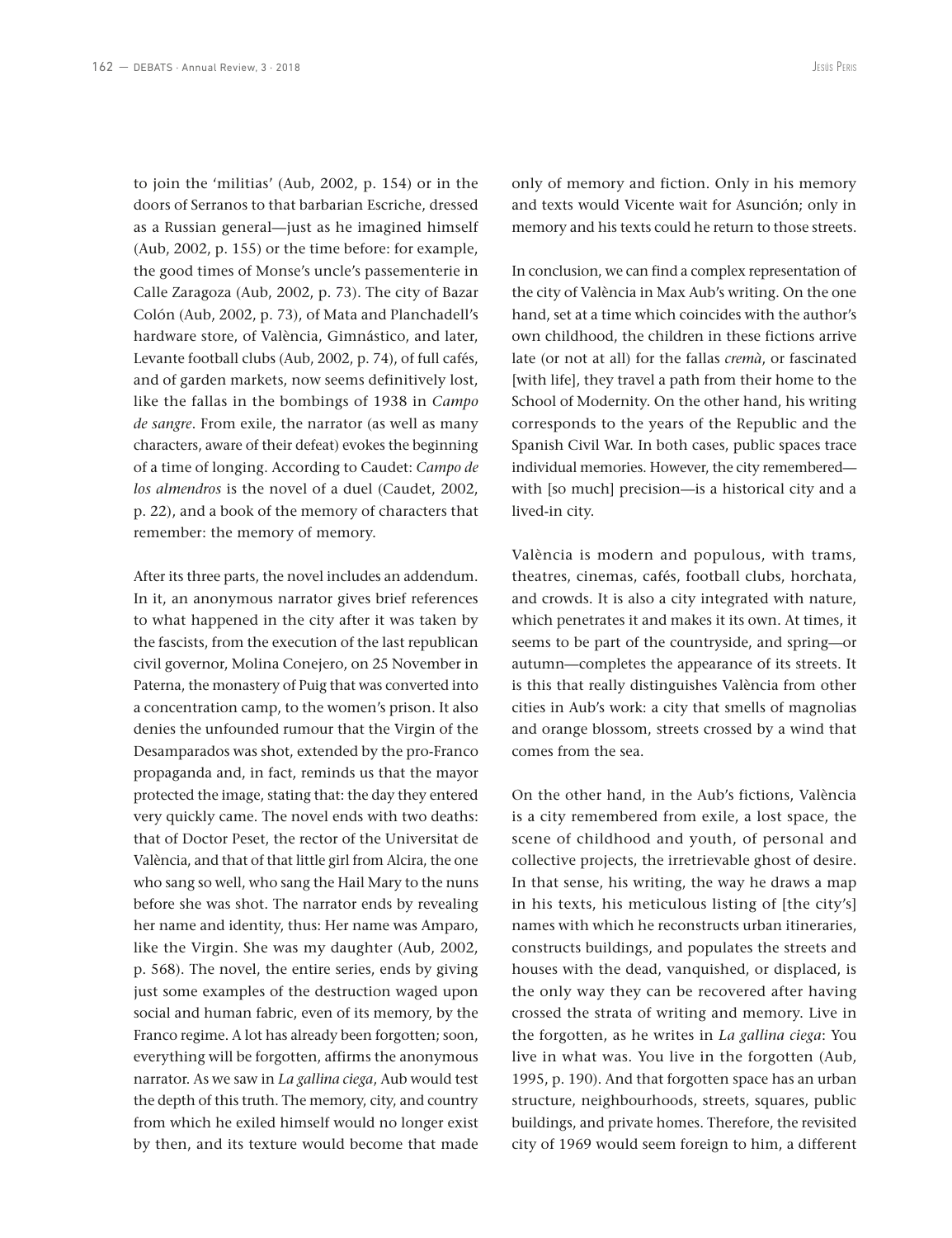to join the 'militias' (Aub, 2002, p. 154) or in the doors of Serranos to that barbarian Escriche, dressed as a Russian general—just as he imagined himself (Aub, 2002, p. 155) or the time before: for example, the good times of Monse's uncle's passementerie in Calle Zaragoza (Aub, 2002, p. 73). The city of Bazar Colón (Aub, 2002, p. 73), of Mata and Planchadell's hardware store, of València, Gimnástico, and later, Levante football clubs (Aub, 2002, p. 74), of full cafés, and of garden markets, now seems definitively lost, like the fallas in the bombings of 1938 in *Campo de sangre*. From exile, the narrator (as well as many characters, aware of their defeat) evokes the beginning of a time of longing. According to Caudet: *Campo de los almendros* is the novel of a duel (Caudet, 2002, p. 22), and a book of the memory of characters that remember: the memory of memory.

After its three parts, the novel includes an addendum. In it, an anonymous narrator gives brief references to what happened in the city after it was taken by the fascists, from the execution of the last republican civil governor, Molina Conejero, on 25 November in Paterna, the monastery of Puig that was converted into a concentration camp, to the women's prison. It also denies the unfounded rumour that the Virgin of the Desamparados was shot, extended by the pro-Franco propaganda and, in fact, reminds us that the mayor protected the image, stating that: the day they entered very quickly came. The novel ends with two deaths: that of Doctor Peset, the rector of the Universitat de València, and that of that little girl from Alcira, the one who sang so well, who sang the Hail Mary to the nuns before she was shot. The narrator ends by revealing her name and identity, thus: Her name was Amparo, like the Virgin. She was my daughter (Aub, 2002, p. 568). The novel, the entire series, ends by giving just some examples of the destruction waged upon social and human fabric, even of its memory, by the Franco regime. A lot has already been forgotten; soon, everything will be forgotten, affirms the anonymous narrator. As we saw in *La gallina ciega*, Aub would test the depth of this truth. The memory, city, and country from which he exiled himself would no longer exist by then, and its texture would become that made only of memory and fiction. Only in his memory and texts would Vicente wait for Asunción; only in memory and his texts could he return to those streets.

In conclusion, we can find a complex representation of the city of València in Max Aub's writing. On the one hand, set at a time which coincides with the author's own childhood, the children in these fictions arrive late (or not at all) for the fallas *cremà*, or fascinated [with life], they travel a path from their home to the School of Modernity. On the other hand, his writing corresponds to the years of the Republic and the Spanish Civil War. In both cases, public spaces trace individual memories. However, the city remembered—with [so much] precision—is a historical city and a lived-in city.

València is modern and populous, with trams, theatres, cinemas, cafés, football clubs, horchata, and crowds. It is also a city integrated with nature, which penetrates it and makes it its own. At times, it seems to be part of the countryside, and spring—or autumn—completes the appearance of its streets. It is this that really distinguishes València from other cities in Aub's work: a city that smells of magnolias and orange blossom, streets crossed by a wind that comes from the sea.

On the other hand, in the Aub's fictions, València is a city remembered from exile, a lost space, the scene of childhood and youth, of personal and collective projects, the irretrievable ghost of desire. In that sense, his writing, the way he draws a map in his texts, his meticulous listing of [the city's] names with which he reconstructs urban itineraries, constructs buildings, and populates the streets and houses with the dead, vanquished, or displaced, is the only way they can be recovered after having crossed the strata of writing and memory. Live in the forgotten, as he writes in *La gallina ciega*: You live in what was. You live in the forgotten (Aub, 1995, p. 190). And that forgotten space has an urban structure, neighbourhoods, streets, squares, public buildings, and private homes. Therefore, the revisited city of 1969 would seem foreign to him, a different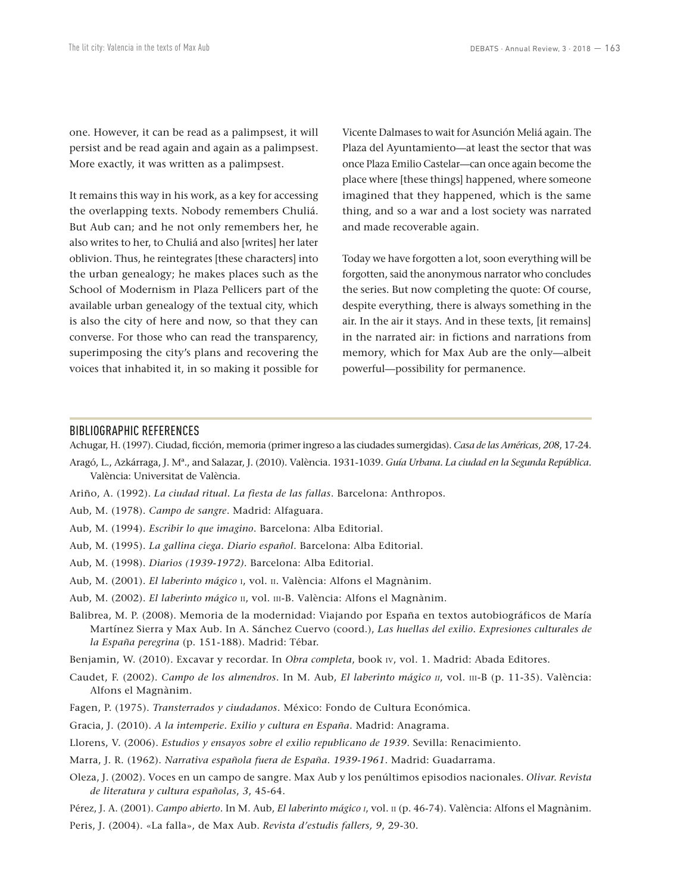one. However, it can be read as a palimpsest, it will persist and be read again and again as a palimpsest. More exactly, it was written as a palimpsest.

It remains this way in his work, as a key for accessing the overlapping texts. Nobody remembers Chuliá. But Aub can; and he not only remembers her, he also writes to her, to Chuliá and also [writes] her later oblivion. Thus, he reintegrates [these characters] into the urban genealogy; he makes places such as the School of Modernism in Plaza Pellicers part of the available urban genealogy of the textual city, which is also the city of here and now, so that they can converse. For those who can read the transparency, superimposing the city's plans and recovering the voices that inhabited it, in so making it possible for Vicente Dalmases to wait for Asunción Meliá again. The Plaza del Ayuntamiento—at least the sector that was once Plaza Emilio Castelar—can once again become the place where [these things] happened, where someone imagined that they happened, which is the same thing, and so a war and a lost society was narrated and made recoverable again.

Today we have forgotten a lot, soon everything will be forgotten, said the anonymous narrator who concludes the series. But now completing the quote: Of course, despite everything, there is always something in the air. In the air it stays. And in these texts, [it remains] in the narrated air: in fictions and narrations from memory, which for Max Aub are the only—albeit powerful—possibility for permanence.

## BIBLIOGRAPHIC REFERENCES

Achugar, H. (1997). Ciudad, ficción, memoria (primer ingreso a las ciudades sumergidas). *Casa de las Américas*, *208*, 17-24.

Aragó, L., Azkárraga, J. Mª., and Salazar, J. (2010). València. 1931-1039. *Guía Urbana. La ciudad en la Segunda República*. València: Universitat de València.

Ariño, A. (1992). *La ciudad ritual. La fiesta de las fallas*. Barcelona: Anthropos.

Aub, M. (1978). *Campo de sangre*. Madrid: Alfaguara.

Aub, M. (1994). *Escribir lo que imagino*. Barcelona: Alba Editorial.

Aub, M. (1995). *La gallina ciega. Diario español*. Barcelona: Alba Editorial.

Aub, M. (1998). *Diarios (1939-1972)*. Barcelona: Alba Editorial.

Aub, M. (2001). *El laberinto mágico* I, vol. II. València: Alfons el Magnànim.

Aub, M. (2002). *El laberinto mágico* II, vol. III-B. València: Alfons el Magnànim.

Balibrea, M. P. (2008). Memoria de la modernidad: Viajando por España en textos autobiográficos de María Martínez Sierra y Max Aub. In A. Sánchez Cuervo (coord.), *Las huellas del exilio. Expresiones culturales de la España peregrina* (p. 151-188). Madrid: Tébar.

Benjamin, W. (2010). Excavar y recordar. In *Obra completa*, book IV, vol. 1. Madrid: Abada Editores.

Caudet, F. (2002). *Campo de los almendros*. In M. Aub, *El laberinto mágico II*, vol. III-B (p. 11-35). València: Alfons el Magnànim.

Fagen, P. (1975). *Transterrados y ciudadanos*. México: Fondo de Cultura Económica.

Gracia, J. (2010). *A la intemperie. Exilio y cultura en España*. Madrid: Anagrama.

Llorens, V. (2006). *Estudios y ensayos sobre el exilio republicano de 1939*. Sevilla: Renacimiento.

Marra, J. R. (1962). *Narrativa española fuera de España. 1939-1961*. Madrid: Guadarrama.

Oleza, J. (2002). Voces en un campo de sangre. Max Aub y los penúltimos episodios nacionales. *Olivar. Revista de literatura y cultura españolas*, *3*, 45-64.

Pérez, J. A. (2001). *Campo abierto*. In M. Aub, *El laberinto mágico I*, vol. II (p. 46-74). València: Alfons el Magnànim.

Peris, J. (2004). «La falla», de Max Aub. *Revista d'estudis fallers, 9*, 29-30.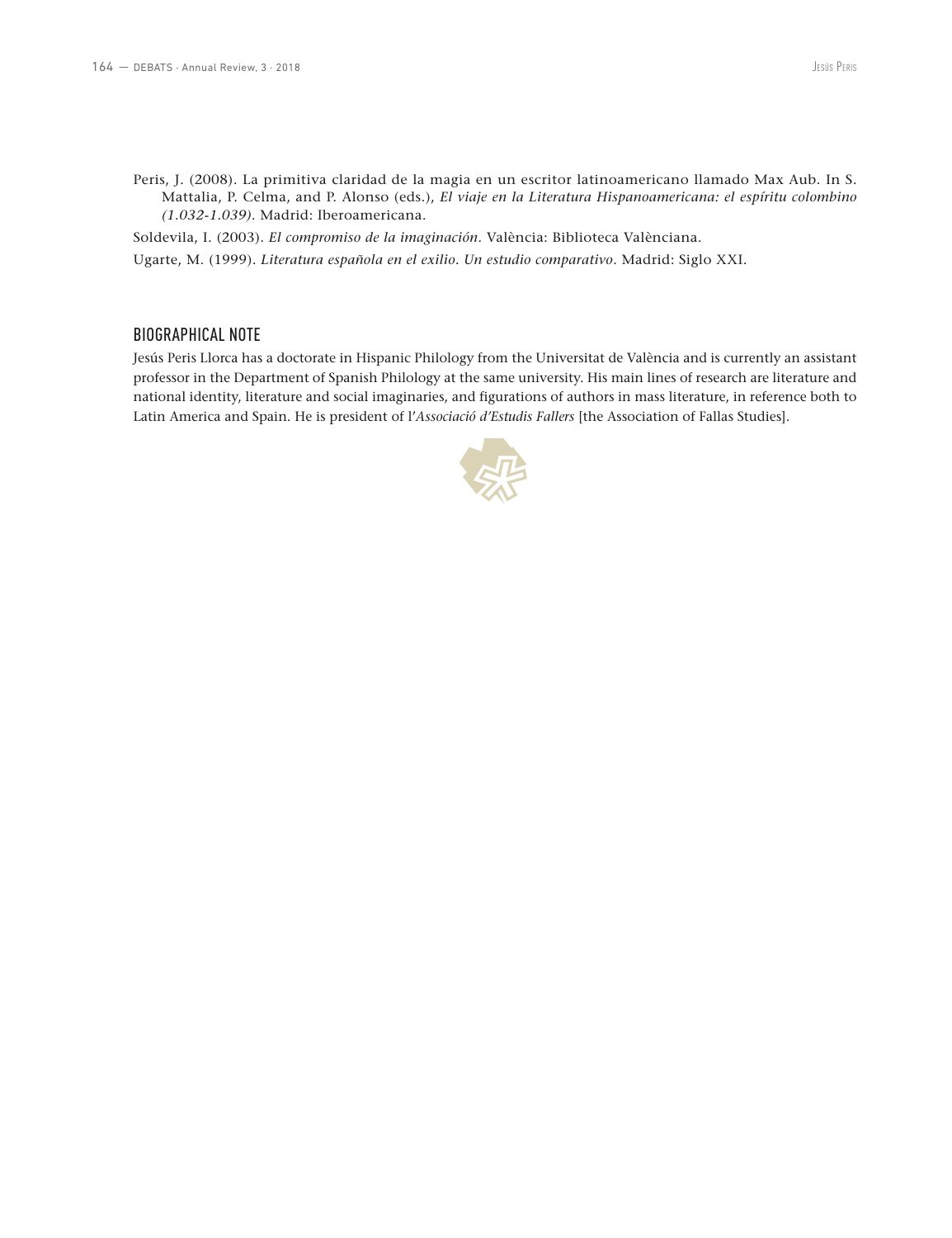Peris, J. (2008). La primitiva claridad de la magia en un escritor latinoamericano llamado Max Aub. In S. Mattalia, P. Celma, and P. Alonso (eds.), *El viaje en la Literatura Hispanoamericana: el espíritu colombino (1.032-1.039)*. Madrid: Iberoamericana.

Soldevila, I. (2003). *El compromiso de la imaginación*. València: Biblioteca Valènciana.

Ugarte, M. (1999). *Literatura española en el exilio. Un estudio comparativo*. Madrid: Siglo XXI.

## BIOGRAPHICAL NOTE

Jesús Peris Llorca has a doctorate in Hispanic Philology from the Universitat de València and is currently an assistant professor in the Department of Spanish Philology at the same university. His main lines of research are literature and national identity, literature and social imaginaries, and figurations of authors in mass literature, in reference both to Latin America and Spain. He is president of l'*Associació d'Estudis Fallers* [the Association of Fallas Studies].